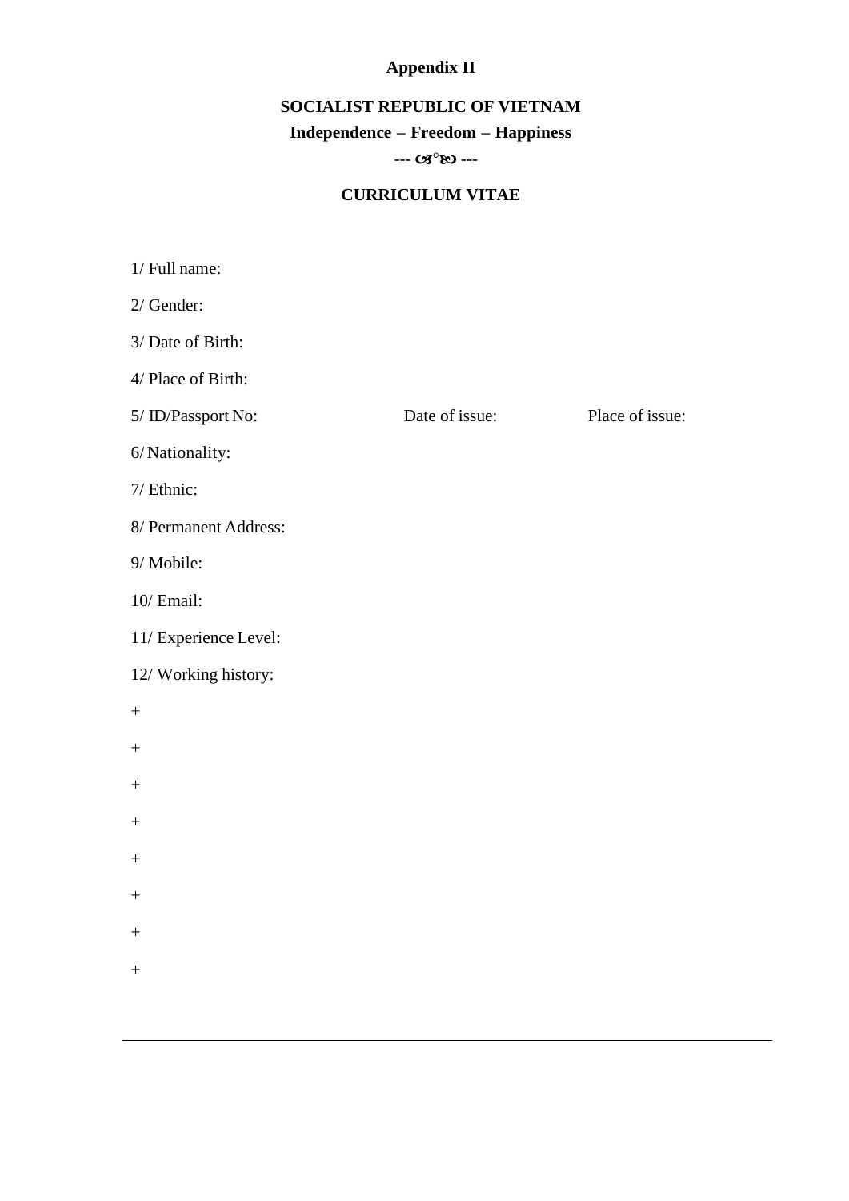**Appendix II**

**SOCIALIST REPUBLIC OF VIETNAM**

**Independence – Freedom – Happiness**

--- ❧ ---

**CURRICULUM VITAE**

1/ Full name:

2/ Gender:

3/ Date of Birth:

4/ Place of Birth:

5/ ID/Passport No: Date of issue: Place of issue:

6/ Nationality:

7/ Ethnic:

8/ Permanent Address:

9/ Mobile:

10/ Email:

11/ Experience Level:

12/ Working history:

+

+

+

+

+

+

+

+

---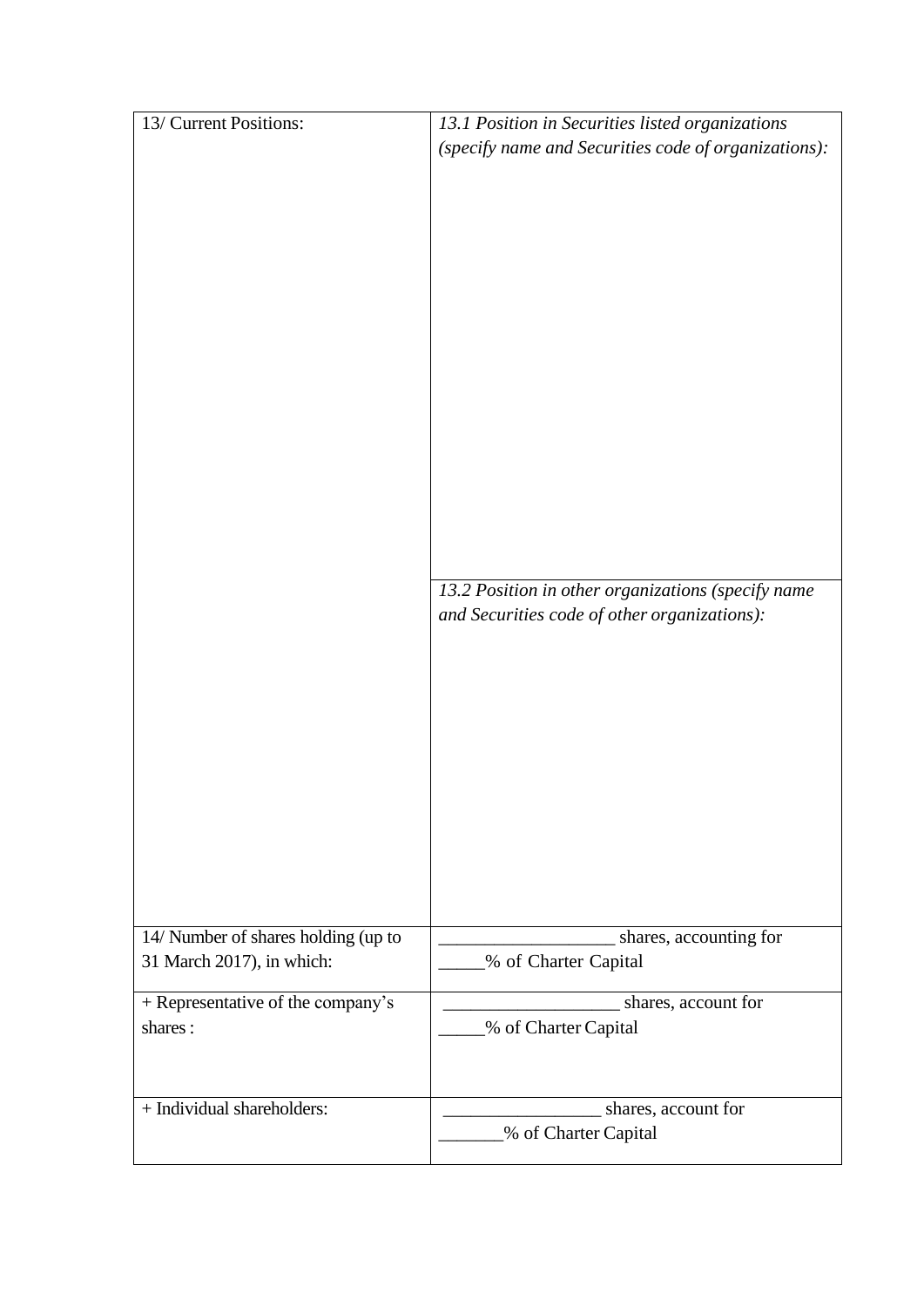| 13/ Current Positions: | *13.1 Position in Securities listed organizations (specify name and Securities code of organizations):* |
|---|---|
| | *13.2 Position in other organizations (specify name and Securities code of other organizations):* |
| 14/ Number of shares holding (up to 31 March 2017), in which: | ___________________ shares, accounting for _____% of Charter Capital |
| + Representative of the company's shares : | ___________________ shares, account for _____% of Charter Capital |
| + Individual shareholders: | _________________ shares, account for _______% of Charter Capital |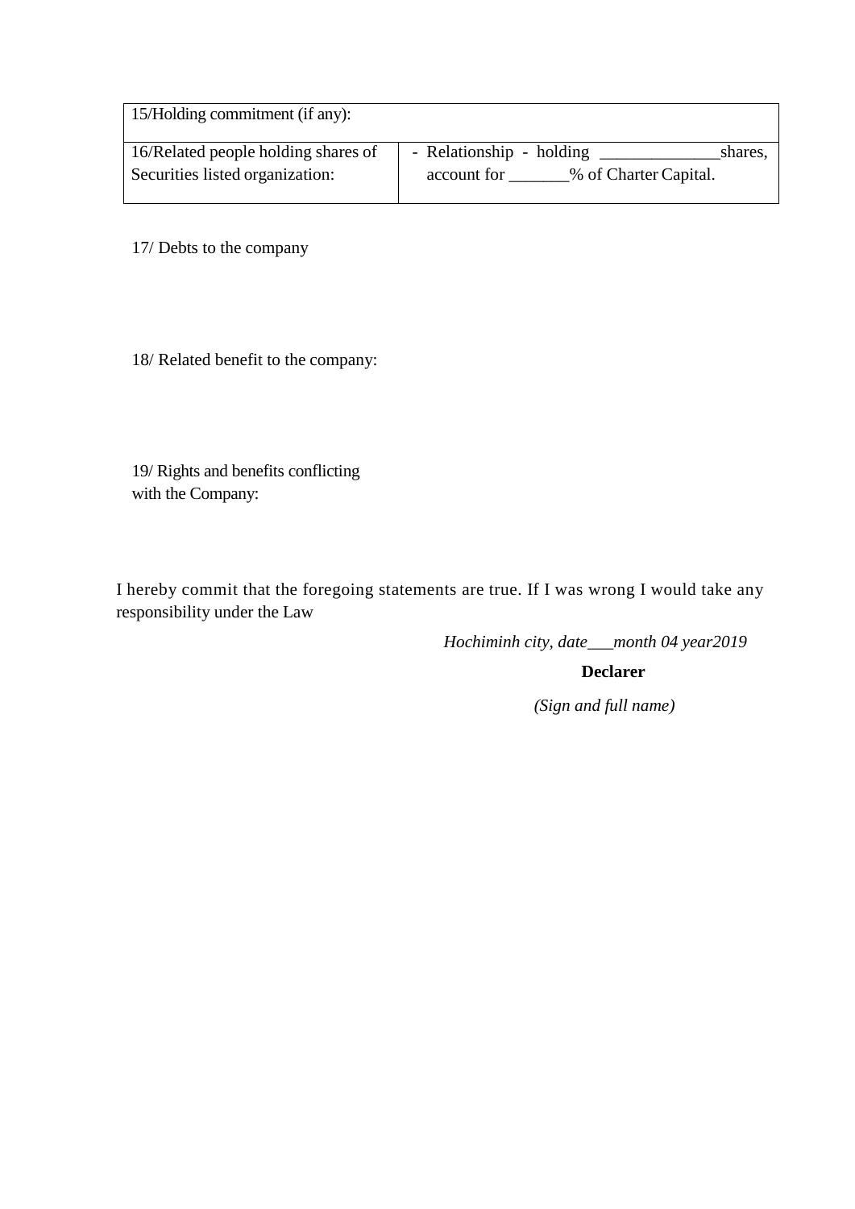| | |
|---|---|
| 15/Holding commitment (if any): | |
| 16/Related people holding shares of Securities listed organization: | - Relationship - holding ______________shares, account for _______% of Charter Capital. |

17/ Debts to the company

18/ Related benefit to the company:

19/ Rights and benefits conflicting with the Company:

I hereby commit that the foregoing statements are true. If I was wrong I would take any responsibility under the Law

*Hochiminh city, date___month 04 year2019*

**Declarer**

*(Sign and full name)*